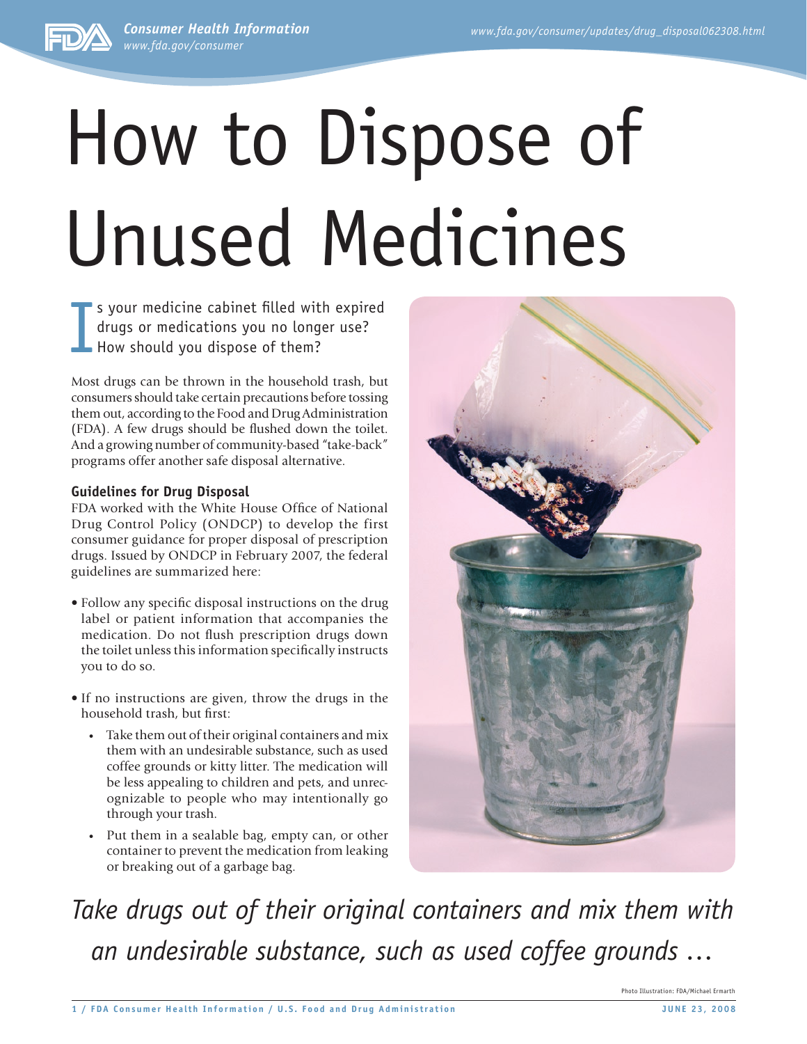# How to Dispose of Unused Medicines

Is your medicine cabinet filled with expired drugs or medications you no longer use? How should you dispose of them?

Most drugs can be thrown in the household trash, but consumers should take certain precautions before tossing them out, according to the Food and Drug Administration (FDA). A few drugs should be flushed down the toilet. And a growing number of community-based "take-back" programs offer another safe disposal alternative.

**Guidelines for Drug Disposal**

FDA worked with the White House Office of National Drug Control Policy (ONDCP) to develop the first consumer guidance for proper disposal of prescription drugs. Issued by ONDCP in February 2007, the federal guidelines are summarized here:

- Follow any specific disposal instructions on the drug label or patient information that accompanies the medication. Do not flush prescription drugs down the toilet unless this information specifically instructs you to do so.
- If no instructions are given, throw the drugs in the household trash, but first:
  - Take them out of their original containers and mix them with an undesirable substance, such as used coffee grounds or kitty litter. The medication will be less appealing to children and pets, and unrecognizable to people who may intentionally go through your trash.
  - Put them in a sealable bag, empty can, or other container to prevent the medication from leaking or breaking out of a garbage bag.

*Take drugs out of their original containers and mix them with an undesirable substance, such as used coffee grounds ...*

Photo Illustration: FDA/Michael Ermarth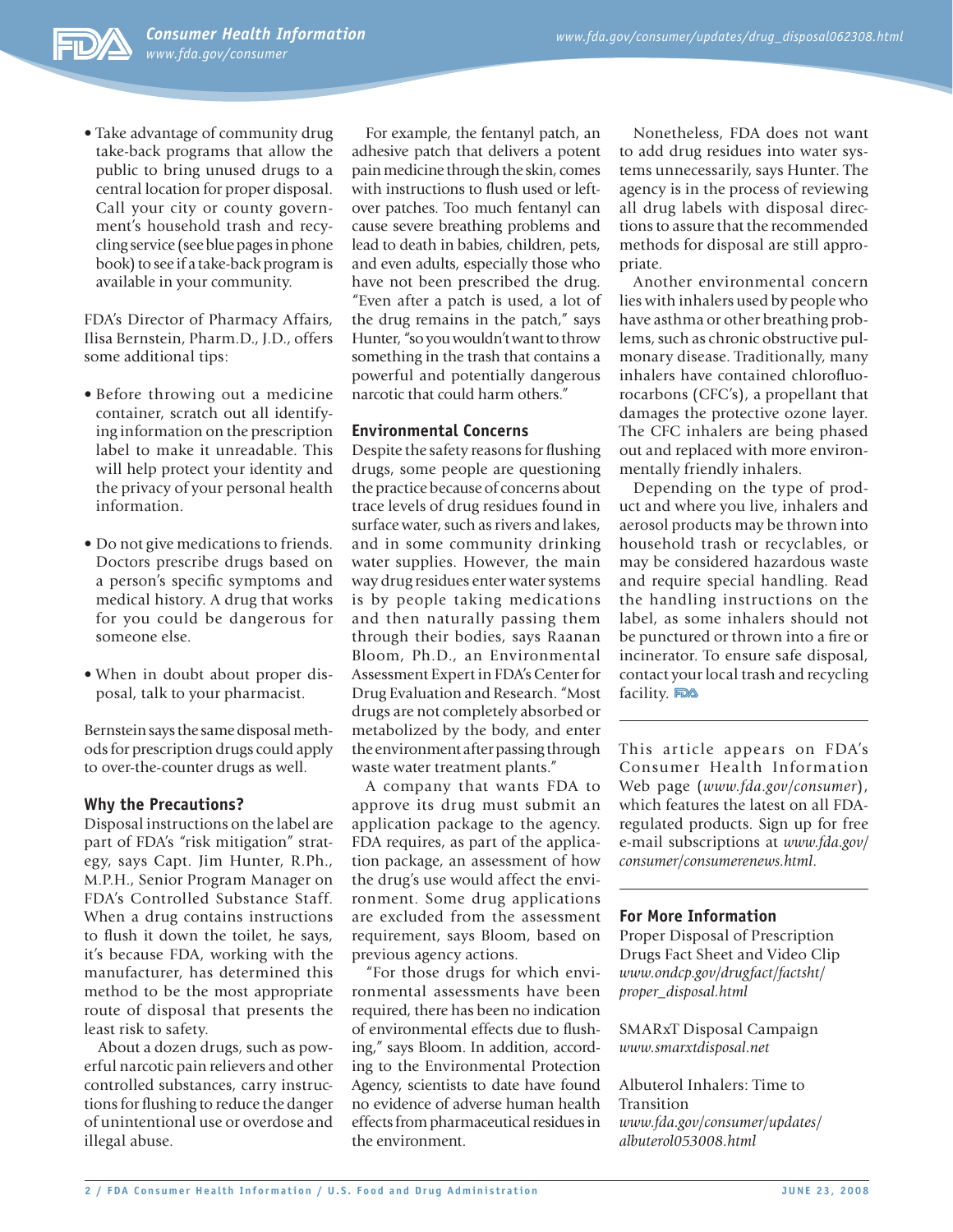- Take advantage of community drug take-back programs that allow the public to bring unused drugs to a central location for proper disposal. Call your city or county government's household trash and recycling service (see blue pages in phone book) to see if a take-back program is available in your community.

FDA's Director of Pharmacy Affairs, Ilisa Bernstein, Pharm.D., J.D., offers some additional tips:

- Before throwing out a medicine container, scratch out all identifying information on the prescription label to make it unreadable. This will help protect your identity and the privacy of your personal health information.
- Do not give medications to friends. Doctors prescribe drugs based on a person's specific symptoms and medical history. A drug that works for you could be dangerous for someone else.
- When in doubt about proper disposal, talk to your pharmacist.

Bernstein says the same disposal methods for prescription drugs could apply to over-the-counter drugs as well.

### Why the Precautions?

Disposal instructions on the label are part of FDA's "risk mitigation" strategy, says Capt. Jim Hunter, R.Ph., M.P.H., Senior Program Manager on FDA's Controlled Substance Staff. When a drug contains instructions to flush it down the toilet, he says, it's because FDA, working with the manufacturer, has determined this method to be the most appropriate route of disposal that presents the least risk to safety.

About a dozen drugs, such as powerful narcotic pain relievers and other controlled substances, carry instructions for flushing to reduce the danger of unintentional use or overdose and illegal abuse.

For example, the fentanyl patch, an adhesive patch that delivers a potent pain medicine through the skin, comes with instructions to flush used or leftover patches. Too much fentanyl can cause severe breathing problems and lead to death in babies, children, pets, and even adults, especially those who have not been prescribed the drug. "Even after a patch is used, a lot of the drug remains in the patch," says Hunter, "so you wouldn't want to throw something in the trash that contains a powerful and potentially dangerous narcotic that could harm others."

### Environmental Concerns

Despite the safety reasons for flushing drugs, some people are questioning the practice because of concerns about trace levels of drug residues found in surface water, such as rivers and lakes, and in some community drinking water supplies. However, the main way drug residues enter water systems is by people taking medications and then naturally passing them through their bodies, says Raanan Bloom, Ph.D., an Environmental Assessment Expert in FDA's Center for Drug Evaluation and Research. "Most drugs are not completely absorbed or metabolized by the body, and enter the environment after passing through waste water treatment plants."

A company that wants FDA to approve its drug must submit an application package to the agency. FDA requires, as part of the application package, an assessment of how the drug's use would affect the environment. Some drug applications are excluded from the assessment requirement, says Bloom, based on previous agency actions.

"For those drugs for which environmental assessments have been required, there has been no indication of environmental effects due to flushing," says Bloom. In addition, according to the Environmental Protection Agency, scientists to date have found no evidence of adverse human health effects from pharmaceutical residues in the environment.

Nonetheless, FDA does not want to add drug residues into water systems unnecessarily, says Hunter. The agency is in the process of reviewing all drug labels with disposal directions to assure that the recommended methods for disposal are still appropriate.

Another environmental concern lies with inhalers used by people who have asthma or other breathing problems, such as chronic obstructive pulmonary disease. Traditionally, many inhalers have contained chlorofluorocarbons (CFC's), a propellant that damages the protective ozone layer. The CFC inhalers are being phased out and replaced with more environmentally friendly inhalers.

Depending on the type of product and where you live, inhalers and aerosol products may be thrown into household trash or recyclables, or may be considered hazardous waste and require special handling. Read the handling instructions on the label, as some inhalers should not be punctured or thrown into a fire or incinerator. To ensure safe disposal, contact your local trash and recycling facility.

---

This article appears on FDA's Consumer Health Information Web page (*www.fda.gov/consumer*), which features the latest on all FDA-regulated products. Sign up for free e-mail subscriptions at *www.fda.gov/consumer/consumerenews.html*.

---

### For More Information

Proper Disposal of Prescription Drugs Fact Sheet and Video Clip
*www.ondcp.gov/drugfact/factsht/proper_disposal.html*

SMARxT Disposal Campaign
*www.smarxtdisposal.net*

Albuterol Inhalers: Time to Transition
*www.fda.gov/consumer/updates/albuterol053008.html*